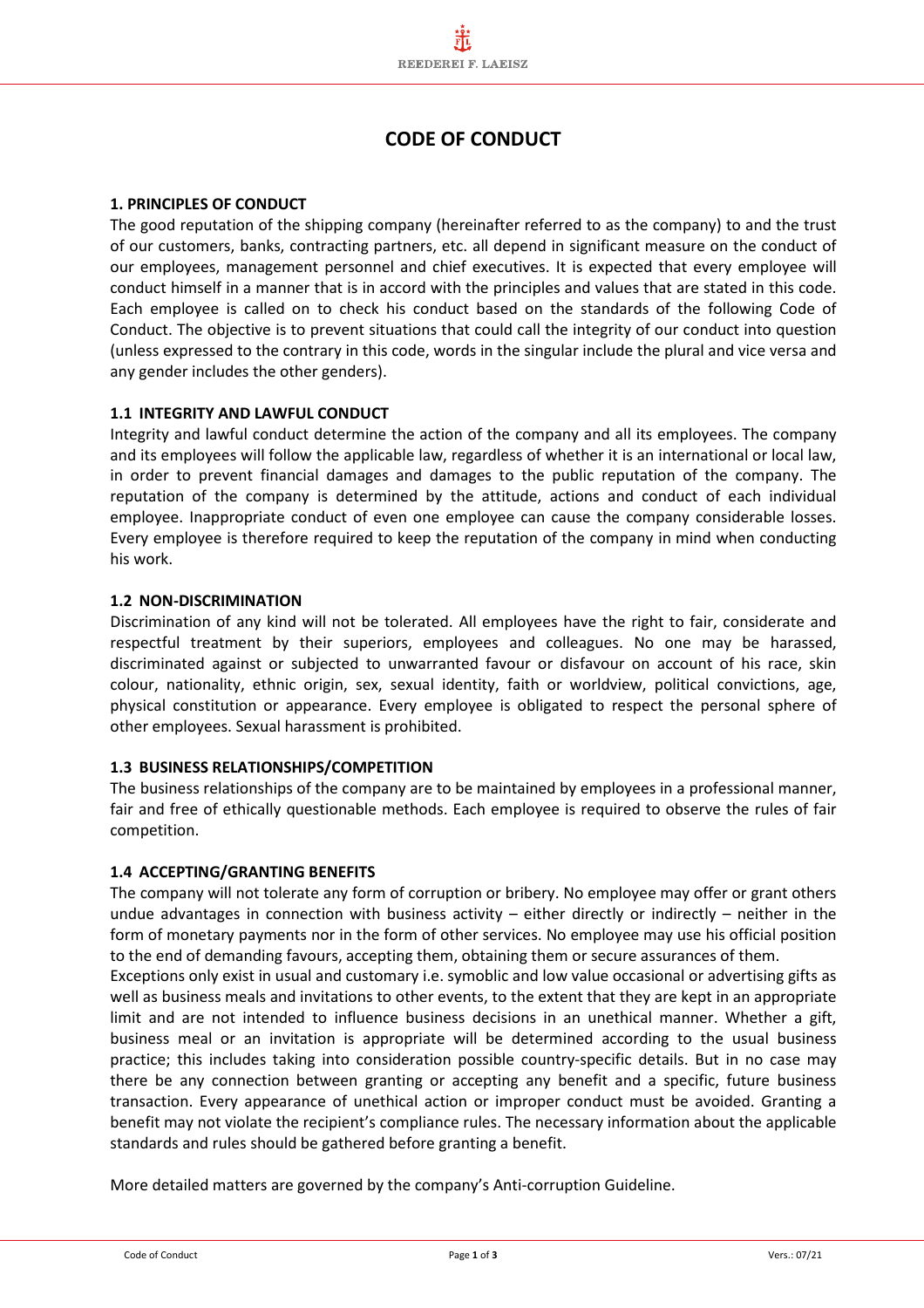# CODE OF CONDUCT

## 1. PRINCIPLES OF CONDUCT

The good reputation of the shipping company (hereinafter referred to as the company) to and the trust of our customers, banks, contracting partners, etc. all depend in significant measure on the conduct of our employees, management personnel and chief executives. It is expected that every employee will conduct himself in a manner that is in accord with the principles and values that are stated in this code. Each employee is called on to check his conduct based on the standards of the following Code of Conduct. The objective is to prevent situations that could call the integrity of our conduct into question (unless expressed to the contrary in this code, words in the singular include the plural and vice versa and any gender includes the other genders).

### 1.1 INTEGRITY AND LAWFUL CONDUCT

Integrity and lawful conduct determine the action of the company and all its employees. The company and its employees will follow the applicable law, regardless of whether it is an international or local law, in order to prevent financial damages and damages to the public reputation of the company. The reputation of the company is determined by the attitude, actions and conduct of each individual employee. Inappropriate conduct of even one employee can cause the company considerable losses. Every employee is therefore required to keep the reputation of the company in mind when conducting his work.

### 1.2 NON-DISCRIMINATION

Discrimination of any kind will not be tolerated. All employees have the right to fair, considerate and respectful treatment by their superiors, employees and colleagues. No one may be harassed, discriminated against or subjected to unwarranted favour or disfavour on account of his race, skin colour, nationality, ethnic origin, sex, sexual identity, faith or worldview, political convictions, age, physical constitution or appearance. Every employee is obligated to respect the personal sphere of other employees. Sexual harassment is prohibited.

### 1.3 BUSINESS RELATIONSHIPS/COMPETITION

The business relationships of the company are to be maintained by employees in a professional manner, fair and free of ethically questionable methods. Each employee is required to observe the rules of fair competition.

### 1.4 ACCEPTING/GRANTING BENEFITS

The company will not tolerate any form of corruption or bribery. No employee may offer or grant others undue advantages in connection with business activity – either directly or indirectly – neither in the form of monetary payments nor in the form of other services. No employee may use his official position to the end of demanding favours, accepting them, obtaining them or secure assurances of them.

Exceptions only exist in usual and customary i.e. symoblic and low value occasional or advertising gifts as well as business meals and invitations to other events, to the extent that they are kept in an appropriate limit and are not intended to influence business decisions in an unethical manner. Whether a gift, business meal or an invitation is appropriate will be determined according to the usual business practice; this includes taking into consideration possible country-specific details. But in no case may there be any connection between granting or accepting any benefit and a specific, future business transaction. Every appearance of unethical action or improper conduct must be avoided. Granting a benefit may not violate the recipient's compliance rules. The necessary information about the applicable standards and rules should be gathered before granting a benefit.

More detailed matters are governed by the company's Anti-corruption Guideline.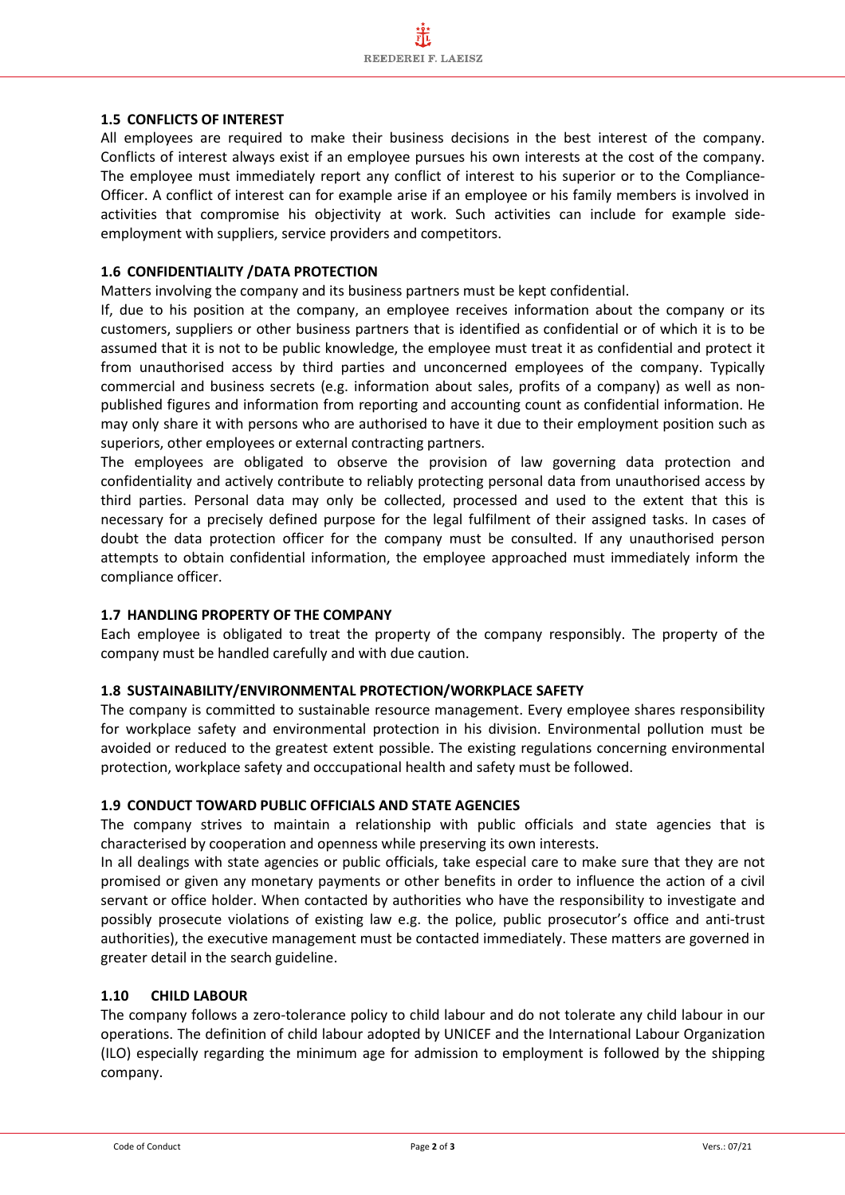### 1.5 CONFLICTS OF INTEREST

All employees are required to make their business decisions in the best interest of the company. Conflicts of interest always exist if an employee pursues his own interests at the cost of the company. The employee must immediately report any conflict of interest to his superior or to the Compliance-Officer. A conflict of interest can for example arise if an employee or his family members is involved in activities that compromise his objectivity at work. Such activities can include for example side-employment with suppliers, service providers and competitors.

### 1.6 CONFIDENTIALITY /DATA PROTECTION

Matters involving the company and its business partners must be kept confidential.

If, due to his position at the company, an employee receives information about the company or its customers, suppliers or other business partners that is identified as confidential or of which it is to be assumed that it is not to be public knowledge, the employee must treat it as confidential and protect it from unauthorised access by third parties and unconcerned employees of the company. Typically commercial and business secrets (e.g. information about sales, profits of a company) as well as non-published figures and information from reporting and accounting count as confidential information. He may only share it with persons who are authorised to have it due to their employment position such as superiors, other employees or external contracting partners.

The employees are obligated to observe the provision of law governing data protection and confidentiality and actively contribute to reliably protecting personal data from unauthorised access by third parties. Personal data may only be collected, processed and used to the extent that this is necessary for a precisely defined purpose for the legal fulfilment of their assigned tasks. In cases of doubt the data protection officer for the company must be consulted. If any unauthorised person attempts to obtain confidential information, the employee approached must immediately inform the compliance officer.

### 1.7 HANDLING PROPERTY OF THE COMPANY

Each employee is obligated to treat the property of the company responsibly. The property of the company must be handled carefully and with due caution.

### 1.8 SUSTAINABILITY/ENVIRONMENTAL PROTECTION/WORKPLACE SAFETY

The company is committed to sustainable resource management. Every employee shares responsibility for workplace safety and environmental protection in his division. Environmental pollution must be avoided or reduced to the greatest extent possible. The existing regulations concerning environmental protection, workplace safety and occcupational health and safety must be followed.

### 1.9 CONDUCT TOWARD PUBLIC OFFICIALS AND STATE AGENCIES

The company strives to maintain a relationship with public officials and state agencies that is characterised by cooperation and openness while preserving its own interests.

In all dealings with state agencies or public officials, take especial care to make sure that they are not promised or given any monetary payments or other benefits in order to influence the action of a civil servant or office holder. When contacted by authorities who have the responsibility to investigate and possibly prosecute violations of existing law e.g. the police, public prosecutor's office and anti-trust authorities), the executive management must be contacted immediately. These matters are governed in greater detail in the search guideline.

### 1.10 CHILD LABOUR

The company follows a zero-tolerance policy to child labour and do not tolerate any child labour in our operations. The definition of child labour adopted by UNICEF and the International Labour Organization (ILO) especially regarding the minimum age for admission to employment is followed by the shipping company.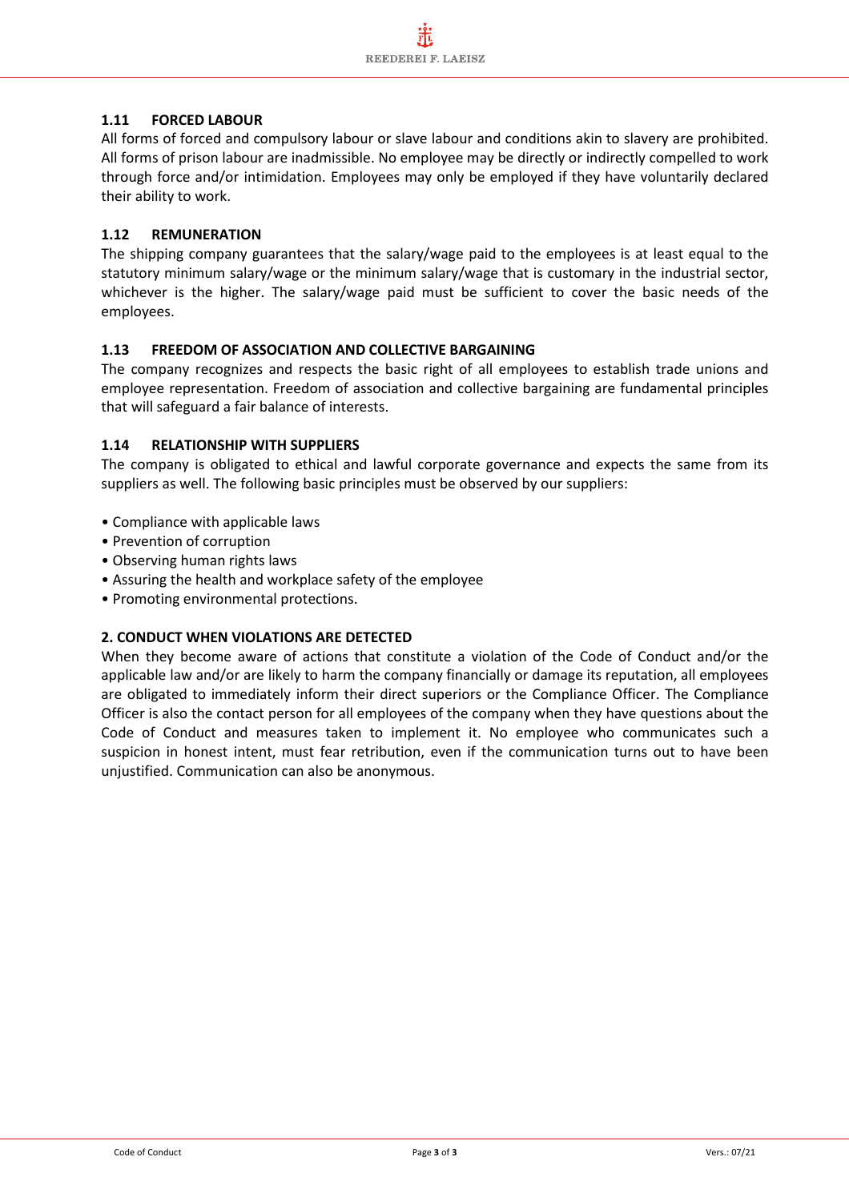### 1.11 FORCED LABOUR

All forms of forced and compulsory labour or slave labour and conditions akin to slavery are prohibited. All forms of prison labour are inadmissible. No employee may be directly or indirectly compelled to work through force and/or intimidation. Employees may only be employed if they have voluntarily declared their ability to work.

### 1.12 REMUNERATION

The shipping company guarantees that the salary/wage paid to the employees is at least equal to the statutory minimum salary/wage or the minimum salary/wage that is customary in the industrial sector, whichever is the higher. The salary/wage paid must be sufficient to cover the basic needs of the employees.

### 1.13 FREEDOM OF ASSOCIATION AND COLLECTIVE BARGAINING

The company recognizes and respects the basic right of all employees to establish trade unions and employee representation. Freedom of association and collective bargaining are fundamental principles that will safeguard a fair balance of interests.

### 1.14 RELATIONSHIP WITH SUPPLIERS

The company is obligated to ethical and lawful corporate governance and expects the same from its suppliers as well. The following basic principles must be observed by our suppliers:

- Compliance with applicable laws
- Prevention of corruption
- Observing human rights laws
- Assuring the health and workplace safety of the employee
- Promoting environmental protections.

## 2. CONDUCT WHEN VIOLATIONS ARE DETECTED

When they become aware of actions that constitute a violation of the Code of Conduct and/or the applicable law and/or are likely to harm the company financially or damage its reputation, all employees are obligated to immediately inform their direct superiors or the Compliance Officer. The Compliance Officer is also the contact person for all employees of the company when they have questions about the Code of Conduct and measures taken to implement it. No employee who communicates such a suspicion in honest intent, must fear retribution, even if the communication turns out to have been unjustified. Communication can also be anonymous.